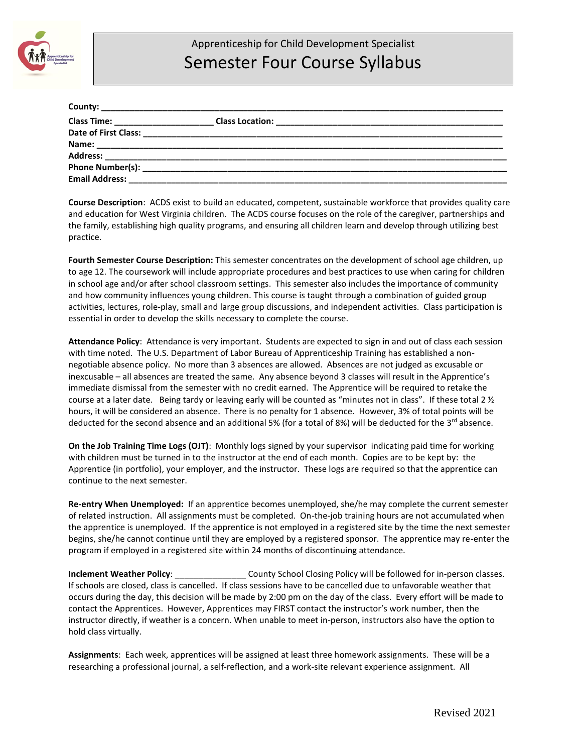Apprenticeship for Child Development Specialist

# Semester Four Course Syllabus

**County:** ___________________________________________________________________________________

**Class Time:** ____________________ **Class Location:** _______________________________________________

**Date of First Class:** ___________________________________________________________________________

**Name:** _____________________________________________________________________________________

**Address:** ____________________________________________________________________________________

**Phone Number(s):** ____________________________________________________________________________

**Email Address:** _______________________________________________________________________________

**Course Description**: ACDS exist to build an educated, competent, sustainable workforce that provides quality care and education for West Virginia children. The ACDS course focuses on the role of the caregiver, partnerships and the family, establishing high quality programs, and ensuring all children learn and develop through utilizing best practice.

**Fourth Semester Course Description:** This semester concentrates on the development of school age children, up to age 12. The coursework will include appropriate procedures and best practices to use when caring for children in school age and/or after school classroom settings. This semester also includes the importance of community and how community influences young children. This course is taught through a combination of guided group activities, lectures, role-play, small and large group discussions, and independent activities. Class participation is essential in order to develop the skills necessary to complete the course.

**Attendance Policy**: Attendance is very important. Students are expected to sign in and out of class each session with time noted. The U.S. Department of Labor Bureau of Apprenticeship Training has established a non-negotiable absence policy. No more than 3 absences are allowed. Absences are not judged as excusable or inexcusable – all absences are treated the same. Any absence beyond 3 classes will result in the Apprentice's immediate dismissal from the semester with no credit earned. The Apprentice will be required to retake the course at a later date. Being tardy or leaving early will be counted as "minutes not in class". If these total 2 ½ hours, it will be considered an absence. There is no penalty for 1 absence. However, 3% of total points will be deducted for the second absence and an additional 5% (for a total of 8%) will be deducted for the 3rd absence.

**On the Job Training Time Logs (OJT)**: Monthly logs signed by your supervisor indicating paid time for working with children must be turned in to the instructor at the end of each month. Copies are to be kept by: the Apprentice (in portfolio), your employer, and the instructor. These logs are required so that the apprentice can continue to the next semester.

**Re-entry When Unemployed:** If an apprentice becomes unemployed, she/he may complete the current semester of related instruction. All assignments must be completed. On-the-job training hours are not accumulated when the apprentice is unemployed. If the apprentice is not employed in a registered site by the time the next semester begins, she/he cannot continue until they are employed by a registered sponsor. The apprentice may re-enter the program if employed in a registered site within 24 months of discontinuing attendance.

**Inclement Weather Policy**: _______________ County School Closing Policy will be followed for in-person classes. If schools are closed, class is cancelled. If class sessions have to be cancelled due to unfavorable weather that occurs during the day, this decision will be made by 2:00 pm on the day of the class. Every effort will be made to contact the Apprentices. However, Apprentices may FIRST contact the instructor's work number, then the instructor directly, if weather is a concern. When unable to meet in-person, instructors also have the option to hold class virtually.

**Assignments**: Each week, apprentices will be assigned at least three homework assignments. These will be a researching a professional journal, a self-reflection, and a work-site relevant experience assignment. All

Revised 2021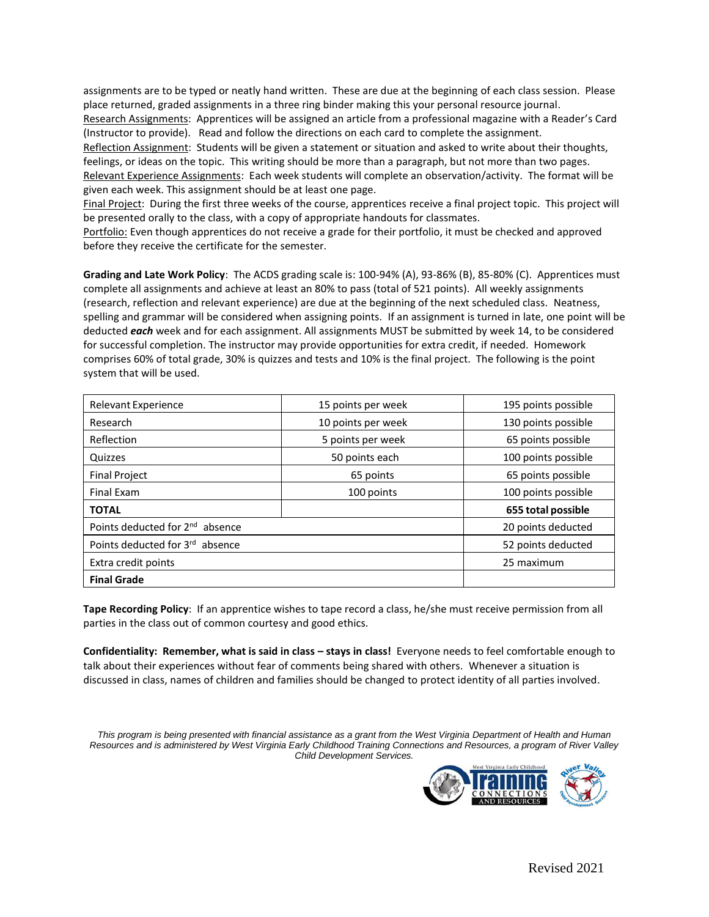assignments are to be typed or neatly hand written. These are due at the beginning of each class session. Please place returned, graded assignments in a three ring binder making this your personal resource journal.

Research Assignments: Apprentices will be assigned an article from a professional magazine with a Reader's Card (Instructor to provide). Read and follow the directions on each card to complete the assignment.

Reflection Assignment: Students will be given a statement or situation and asked to write about their thoughts, feelings, or ideas on the topic. This writing should be more than a paragraph, but not more than two pages.

Relevant Experience Assignments: Each week students will complete an observation/activity. The format will be given each week. This assignment should be at least one page.

Final Project: During the first three weeks of the course, apprentices receive a final project topic. This project will be presented orally to the class, with a copy of appropriate handouts for classmates.

Portfolio: Even though apprentices do not receive a grade for their portfolio, it must be checked and approved before they receive the certificate for the semester.

**Grading and Late Work Policy**: The ACDS grading scale is: 100-94% (A), 93-86% (B), 85-80% (C). Apprentices must complete all assignments and achieve at least an 80% to pass (total of 521 points). All weekly assignments (research, reflection and relevant experience) are due at the beginning of the next scheduled class. Neatness, spelling and grammar will be considered when assigning points. If an assignment is turned in late, one point will be deducted ***each*** week and for each assignment. All assignments MUST be submitted by week 14, to be considered for successful completion. The instructor may provide opportunities for extra credit, if needed. Homework comprises 60% of total grade, 30% is quizzes and tests and 10% is the final project. The following is the point system that will be used.

| Relevant Experience | 15 points per week | 195 points possible |
|---|---|---|
| Research | 10 points per week | 130 points possible |
| Reflection | 5 points per week | 65 points possible |
| Quizzes | 50 points each | 100 points possible |
| Final Project | 65 points | 65 points possible |
| Final Exam | 100 points | 100 points possible |
| **TOTAL** | | **655 total possible** |
| Points deducted for 2nd absence | | 20 points deducted |
| Points deducted for 3rd absence | | 52 points deducted |
| Extra credit points | | 25 maximum |
| **Final Grade** | | |

**Tape Recording Policy**: If an apprentice wishes to tape record a class, he/she must receive permission from all parties in the class out of common courtesy and good ethics.

**Confidentiality: Remember, what is said in class – stays in class!** Everyone needs to feel comfortable enough to talk about their experiences without fear of comments being shared with others. Whenever a situation is discussed in class, names of children and families should be changed to protect identity of all parties involved.

*This program is being presented with financial assistance as a grant from the West Virginia Department of Health and Human Resources and is administered by West Virginia Early Childhood Training Connections and Resources, a program of River Valley Child Development Services.*

Revised 2021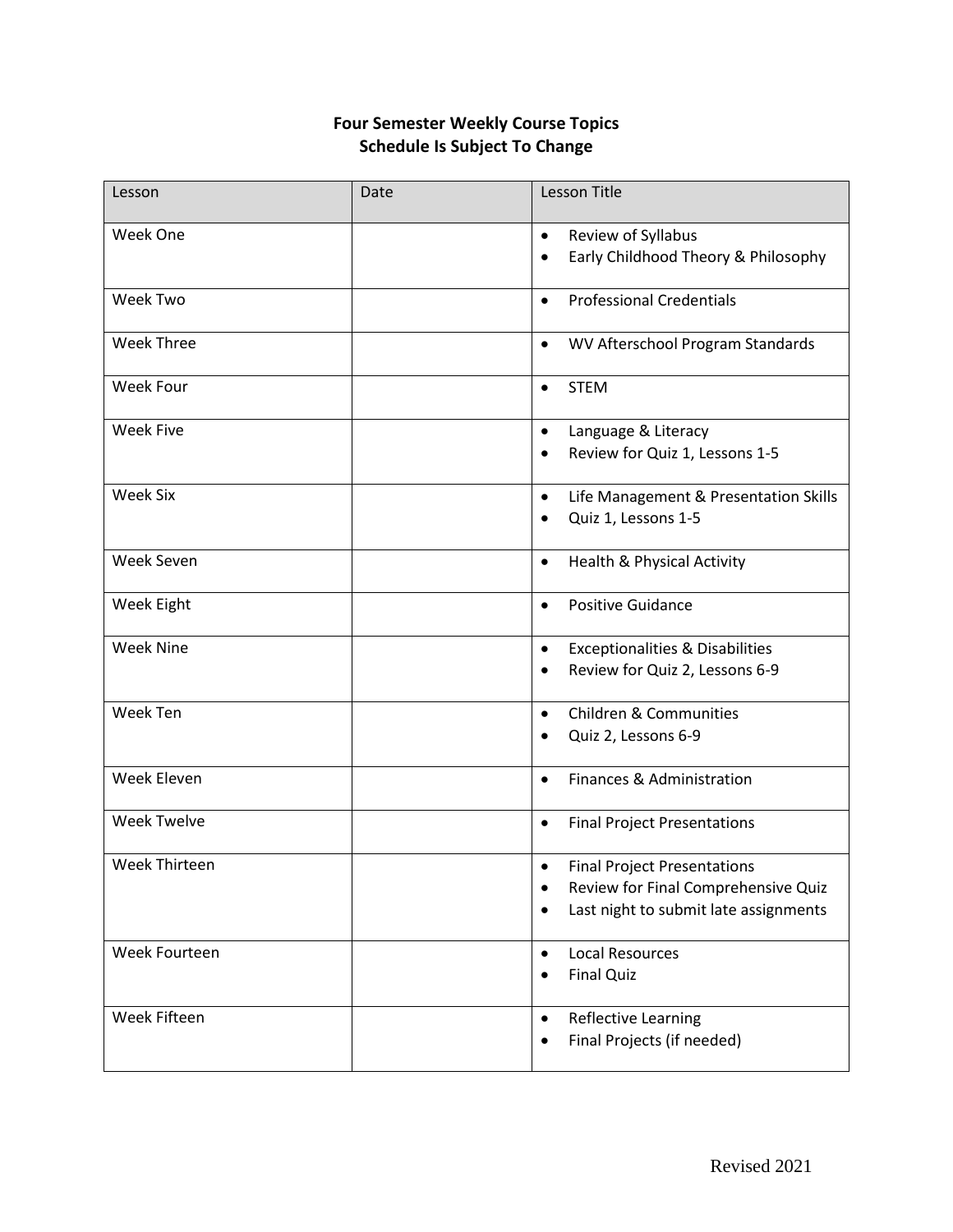**Four Semester Weekly Course Topics**
**Schedule Is Subject To Change**

| Lesson | Date | Lesson Title |
|---|---|---|
| Week One | | • Review of Syllabus<br>• Early Childhood Theory & Philosophy |
| Week Two | | • Professional Credentials |
| Week Three | | • WV Afterschool Program Standards |
| Week Four | | • STEM |
| Week Five | | • Language & Literacy<br>• Review for Quiz 1, Lessons 1-5 |
| Week Six | | • Life Management & Presentation Skills<br>• Quiz 1, Lessons 1-5 |
| Week Seven | | • Health & Physical Activity |
| Week Eight | | • Positive Guidance |
| Week Nine | | • Exceptionalities & Disabilities<br>• Review for Quiz 2, Lessons 6-9 |
| Week Ten | | • Children & Communities<br>• Quiz 2, Lessons 6-9 |
| Week Eleven | | • Finances & Administration |
| Week Twelve | | • Final Project Presentations |
| Week Thirteen | | • Final Project Presentations<br>• Review for Final Comprehensive Quiz<br>• Last night to submit late assignments |
| Week Fourteen | | • Local Resources<br>• Final Quiz |
| Week Fifteen | | • Reflective Learning<br>• Final Projects (if needed) |

Revised 2021